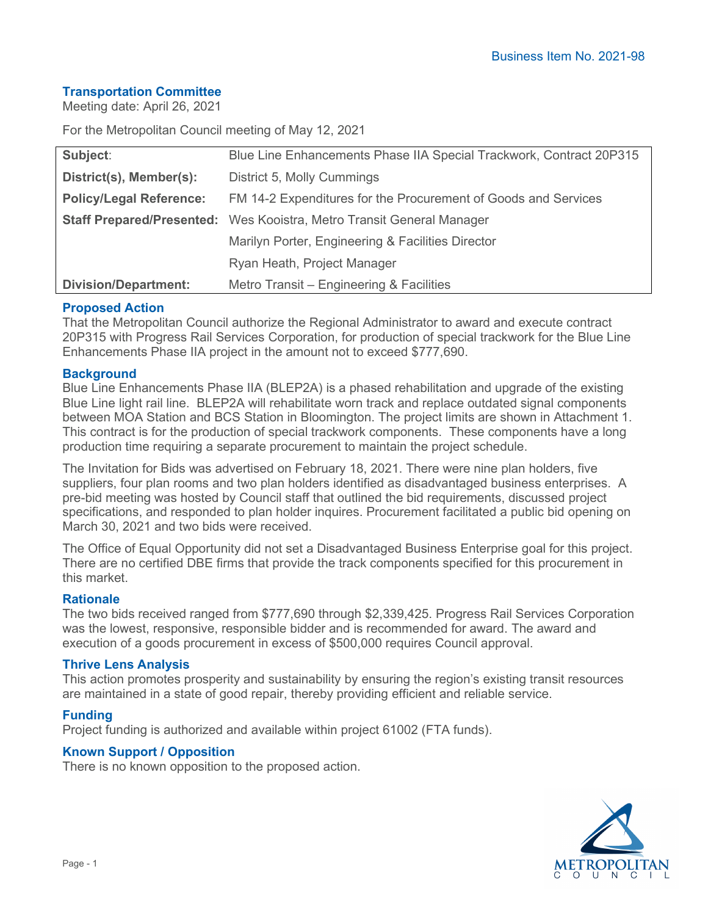Business Item No. 2021-98

**Transportation Committee**
Meeting date: April 26, 2021

For the Metropolitan Council meeting of May 12, 2021

| | |
|---|---|
| **Subject**: | Blue Line Enhancements Phase IIA Special Trackwork, Contract 20P315 |
| **District(s), Member(s):** | District 5, Molly Cummings |
| **Policy/Legal Reference:** | FM 14-2 Expenditures for the Procurement of Goods and Services |
| **Staff Prepared/Presented:** | Wes Kooistra, Metro Transit General Manager |
| | Marilyn Porter, Engineering & Facilities Director |
| | Ryan Heath, Project Manager |
| **Division/Department:** | Metro Transit – Engineering & Facilities |

## Proposed Action

That the Metropolitan Council authorize the Regional Administrator to award and execute contract 20P315 with Progress Rail Services Corporation, for production of special trackwork for the Blue Line Enhancements Phase IIA project in the amount not to exceed $777,690.

## Background

Blue Line Enhancements Phase IIA (BLEP2A) is a phased rehabilitation and upgrade of the existing Blue Line light rail line. BLEP2A will rehabilitate worn track and replace outdated signal components between MOA Station and BCS Station in Bloomington. The project limits are shown in Attachment 1. This contract is for the production of special trackwork components. These components have a long production time requiring a separate procurement to maintain the project schedule.

The Invitation for Bids was advertised on February 18, 2021. There were nine plan holders, five suppliers, four plan rooms and two plan holders identified as disadvantaged business enterprises. A pre-bid meeting was hosted by Council staff that outlined the bid requirements, discussed project specifications, and responded to plan holder inquires. Procurement facilitated a public bid opening on March 30, 2021 and two bids were received.

The Office of Equal Opportunity did not set a Disadvantaged Business Enterprise goal for this project. There are no certified DBE firms that provide the track components specified for this procurement in this market.

## Rationale

The two bids received ranged from $777,690 through $2,339,425. Progress Rail Services Corporation was the lowest, responsive, responsible bidder and is recommended for award. The award and execution of a goods procurement in excess of $500,000 requires Council approval.

## Thrive Lens Analysis

This action promotes prosperity and sustainability by ensuring the region's existing transit resources are maintained in a state of good repair, thereby providing efficient and reliable service.

## Funding

Project funding is authorized and available within project 61002 (FTA funds).

## Known Support / Opposition

There is no known opposition to the proposed action.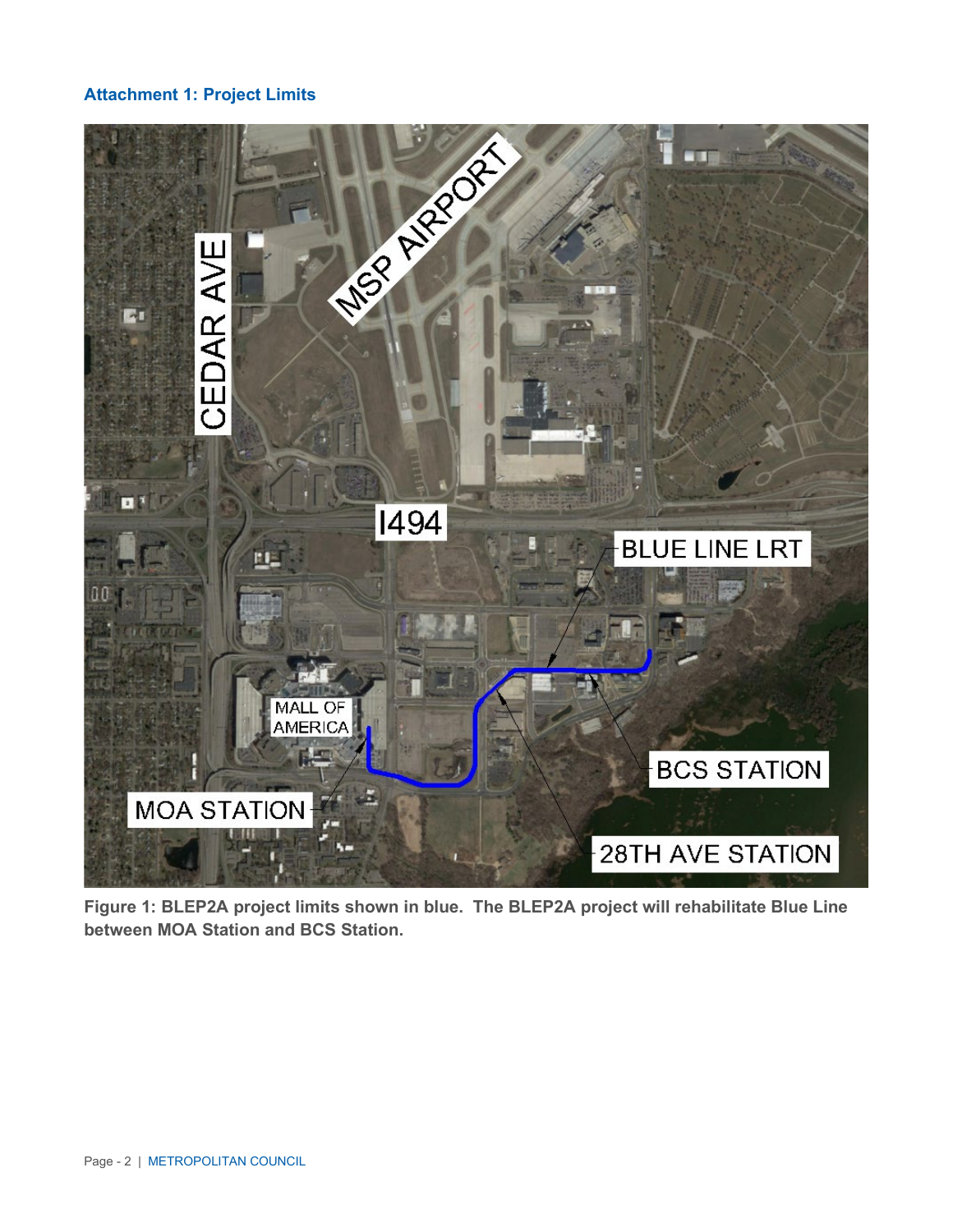## Attachment 1: Project Limits

CEDAR AVE

MSP AIRPORT

I494

BLUE LINE LRT

MALL OF AMERICA

MOA STATION

BCS STATION

28TH AVE STATION

**Figure 1: BLEP2A project limits shown in blue. The BLEP2A project will rehabilitate Blue Line between MOA Station and BCS Station.**